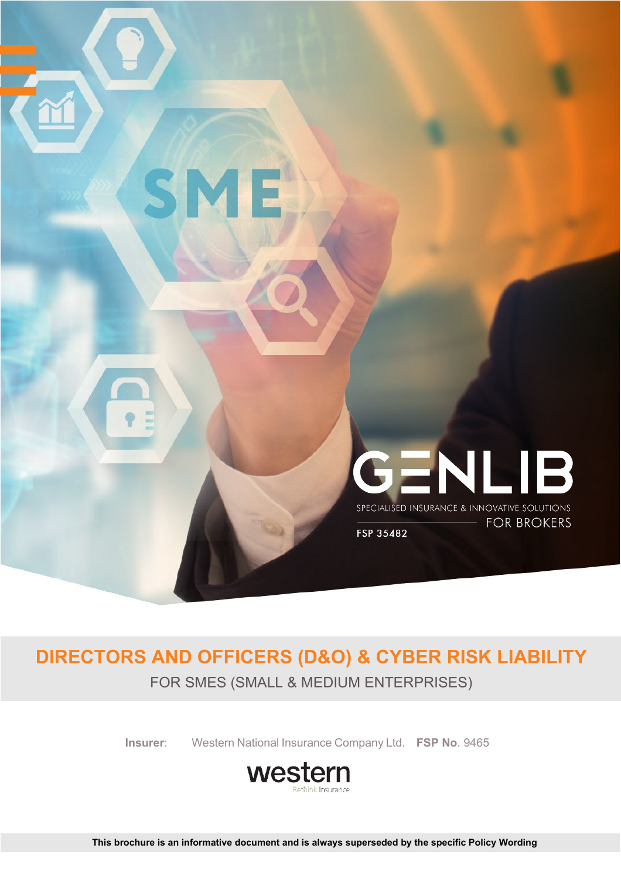SME

GENLIB

SPECIALISED INSURANCE & INNOVATIVE SOLUTIONS FOR BROKERS

FSP 35482

# DIRECTORS AND OFFICERS (D&O) & CYBER RISK LIABILITY

FOR SMES (SMALL & MEDIUM ENTERPRISES)

**Insurer**: Western National Insurance Company Ltd. **FSP No**. 9465

western

Rethink Insurance

**This brochure is an informative document and is always superseded by the specific Policy Wording**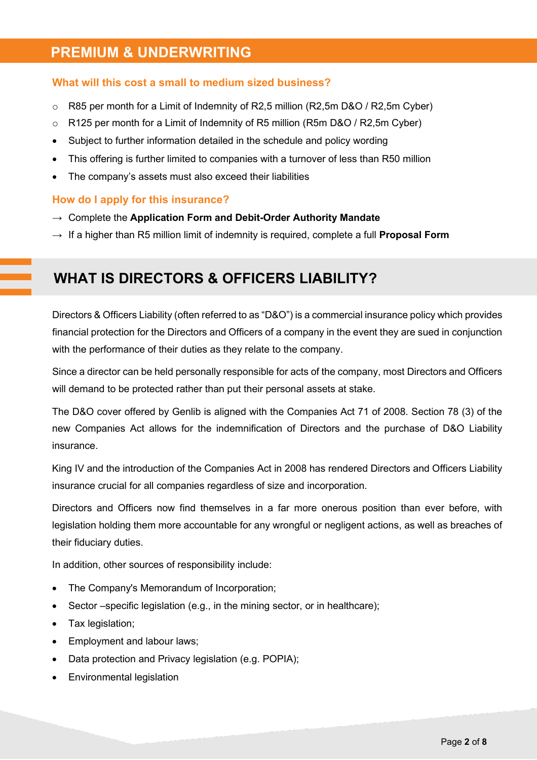## PREMIUM & UNDERWRITING

### What will this cost a small to medium sized business?

- R85 per month for a Limit of Indemnity of R2,5 million (R2,5m D&O / R2,5m Cyber)
- R125 per month for a Limit of Indemnity of R5 million (R5m D&O / R2,5m Cyber)
- Subject to further information detailed in the schedule and policy wording
- This offering is further limited to companies with a turnover of less than R50 million
- The company's assets must also exceed their liabilities

### How do I apply for this insurance?

→ Complete the **Application Form and Debit-Order Authority Mandate**

→ If a higher than R5 million limit of indemnity is required, complete a full **Proposal Form**

## WHAT IS DIRECTORS & OFFICERS LIABILITY?

Directors & Officers Liability (often referred to as "D&O") is a commercial insurance policy which provides financial protection for the Directors and Officers of a company in the event they are sued in conjunction with the performance of their duties as they relate to the company.

Since a director can be held personally responsible for acts of the company, most Directors and Officers will demand to be protected rather than put their personal assets at stake.

The D&O cover offered by Genlib is aligned with the Companies Act 71 of 2008. Section 78 (3) of the new Companies Act allows for the indemnification of Directors and the purchase of D&O Liability insurance.

King IV and the introduction of the Companies Act in 2008 has rendered Directors and Officers Liability insurance crucial for all companies regardless of size and incorporation.

Directors and Officers now find themselves in a far more onerous position than ever before, with legislation holding them more accountable for any wrongful or negligent actions, as well as breaches of their fiduciary duties.

In addition, other sources of responsibility include:

- The Company's Memorandum of Incorporation;
- Sector –specific legislation (e.g., in the mining sector, or in healthcare);
- Tax legislation;
- Employment and labour laws;
- Data protection and Privacy legislation (e.g. POPIA);
- Environmental legislation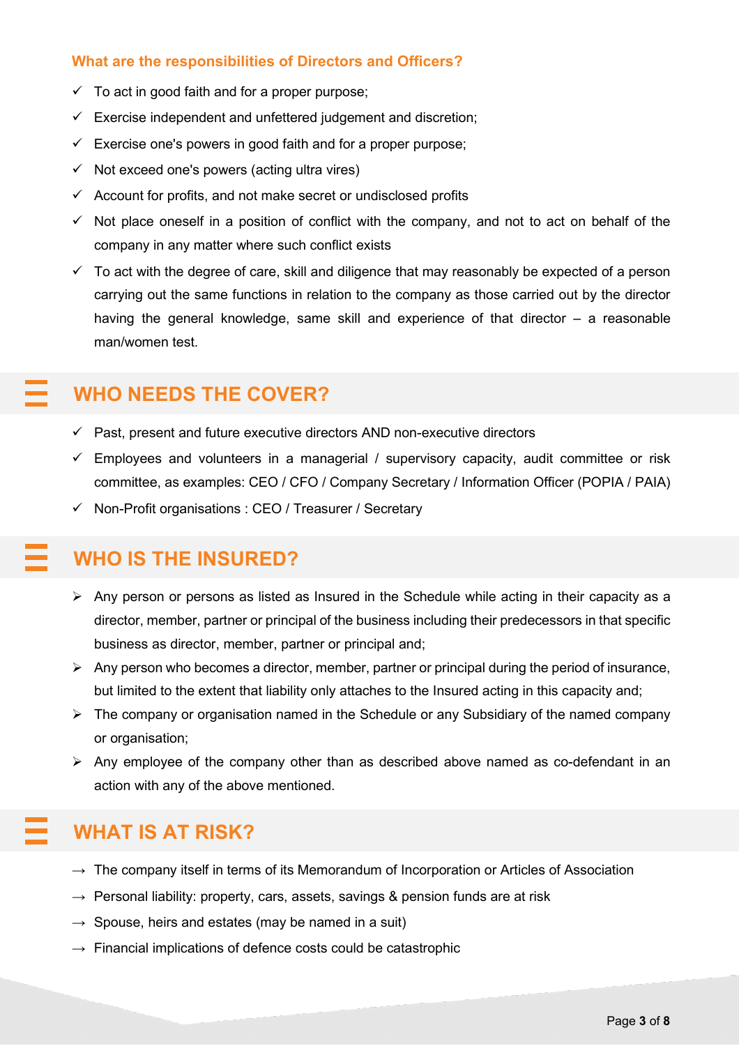### What are the responsibilities of Directors and Officers?

- ✓ To act in good faith and for a proper purpose;
- ✓ Exercise independent and unfettered judgement and discretion;
- ✓ Exercise one's powers in good faith and for a proper purpose;
- ✓ Not exceed one's powers (acting ultra vires)
- ✓ Account for profits, and not make secret or undisclosed profits
- ✓ Not place oneself in a position of conflict with the company, and not to act on behalf of the company in any matter where such conflict exists
- ✓ To act with the degree of care, skill and diligence that may reasonably be expected of a person carrying out the same functions in relation to the company as those carried out by the director having the general knowledge, same skill and experience of that director – a reasonable man/women test.

## WHO NEEDS THE COVER?

- ✓ Past, present and future executive directors AND non-executive directors
- ✓ Employees and volunteers in a managerial / supervisory capacity, audit committee or risk committee, as examples: CEO / CFO / Company Secretary / Information Officer (POPIA / PAIA)
- ✓ Non-Profit organisations : CEO / Treasurer / Secretary

## WHO IS THE INSURED?

- ➢ Any person or persons as listed as Insured in the Schedule while acting in their capacity as a director, member, partner or principal of the business including their predecessors in that specific business as director, member, partner or principal and;
- ➢ Any person who becomes a director, member, partner or principal during the period of insurance, but limited to the extent that liability only attaches to the Insured acting in this capacity and;
- ➢ The company or organisation named in the Schedule or any Subsidiary of the named company or organisation;
- ➢ Any employee of the company other than as described above named as co-defendant in an action with any of the above mentioned.

## WHAT IS AT RISK?

- → The company itself in terms of its Memorandum of Incorporation or Articles of Association
- → Personal liability: property, cars, assets, savings & pension funds are at risk
- → Spouse, heirs and estates (may be named in a suit)
- → Financial implications of defence costs could be catastrophic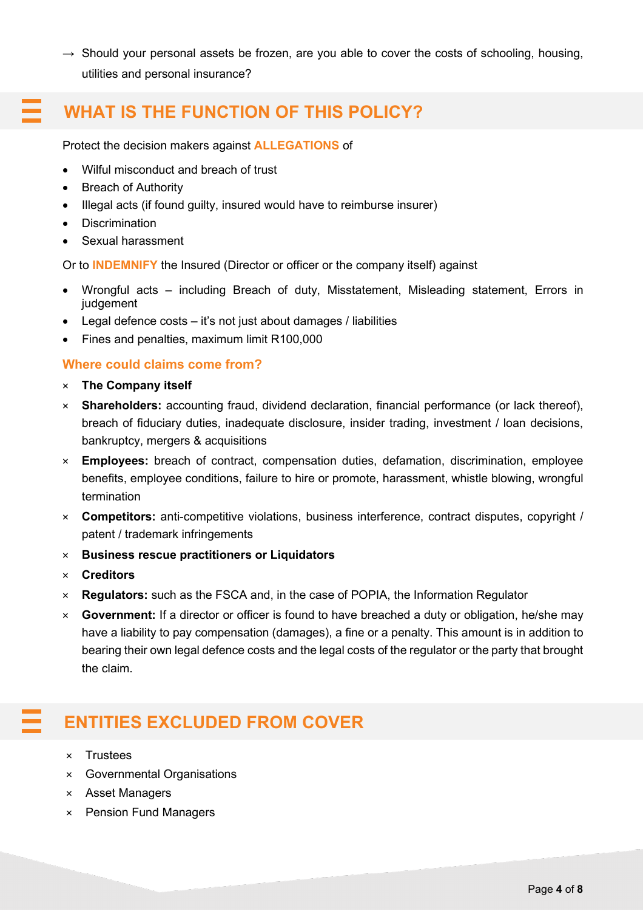→ Should your personal assets be frozen, are you able to cover the costs of schooling, housing, utilities and personal insurance?

## WHAT IS THE FUNCTION OF THIS POLICY?

Protect the decision makers against **ALLEGATIONS** of

- Wilful misconduct and breach of trust
- Breach of Authority
- Illegal acts (if found guilty, insured would have to reimburse insurer)
- Discrimination
- Sexual harassment

Or to **INDEMNIFY** the Insured (Director or officer or the company itself) against

- Wrongful acts – including Breach of duty, Misstatement, Misleading statement, Errors in judgement
- Legal defence costs – it's not just about damages / liabilities
- Fines and penalties, maximum limit R100,000

### Where could claims come from?

× **The Company itself**

× **Shareholders:** accounting fraud, dividend declaration, financial performance (or lack thereof), breach of fiduciary duties, inadequate disclosure, insider trading, investment / loan decisions, bankruptcy, mergers & acquisitions

× **Employees:** breach of contract, compensation duties, defamation, discrimination, employee benefits, employee conditions, failure to hire or promote, harassment, whistle blowing, wrongful termination

× **Competitors:** anti-competitive violations, business interference, contract disputes, copyright / patent / trademark infringements

× **Business rescue practitioners or Liquidators**

× **Creditors**

× **Regulators:** such as the FSCA and, in the case of POPIA, the Information Regulator

× **Government:** If a director or officer is found to have breached a duty or obligation, he/she may have a liability to pay compensation (damages), a fine or a penalty. This amount is in addition to bearing their own legal defence costs and the legal costs of the regulator or the party that brought the claim.

## ENTITIES EXCLUDED FROM COVER

× Trustees

× Governmental Organisations

× Asset Managers

× Pension Fund Managers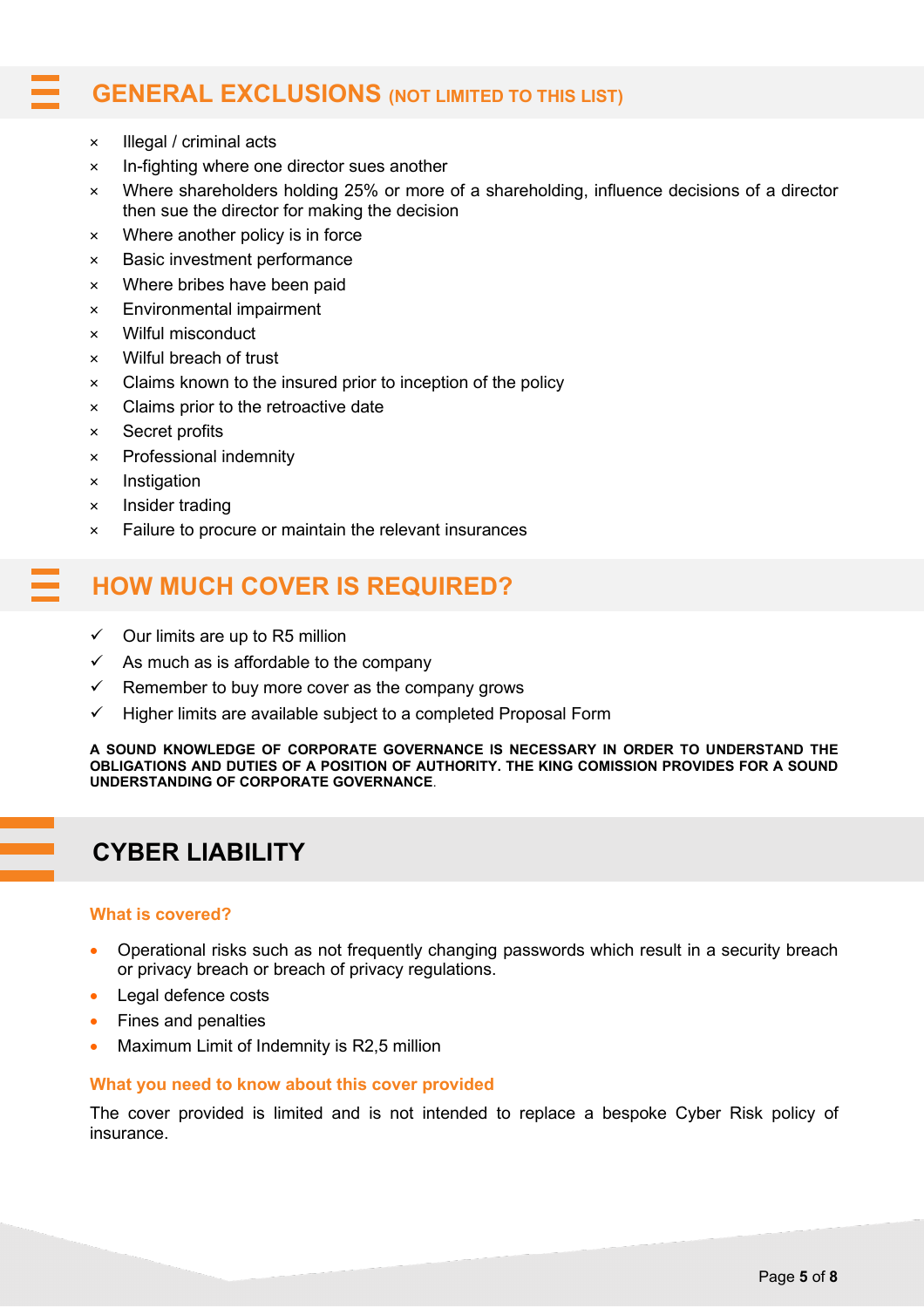## GENERAL EXCLUSIONS (NOT LIMITED TO THIS LIST)

- × Illegal / criminal acts
- × In-fighting where one director sues another
- × Where shareholders holding 25% or more of a shareholding, influence decisions of a director then sue the director for making the decision
- × Where another policy is in force
- × Basic investment performance
- × Where bribes have been paid
- × Environmental impairment
- × Wilful misconduct
- × Wilful breach of trust
- × Claims known to the insured prior to inception of the policy
- × Claims prior to the retroactive date
- × Secret profits
- × Professional indemnity
- × Instigation
- × Insider trading
- × Failure to procure or maintain the relevant insurances

## HOW MUCH COVER IS REQUIRED?

- ✓ Our limits are up to R5 million
- ✓ As much as is affordable to the company
- ✓ Remember to buy more cover as the company grows
- ✓ Higher limits are available subject to a completed Proposal Form

**A SOUND KNOWLEDGE OF CORPORATE GOVERNANCE IS NECESSARY IN ORDER TO UNDERSTAND THE OBLIGATIONS AND DUTIES OF A POSITION OF AUTHORITY. THE KING COMISSION PROVIDES FOR A SOUND UNDERSTANDING OF CORPORATE GOVERNANCE**.

# CYBER LIABILITY

### What is covered?

- Operational risks such as not frequently changing passwords which result in a security breach or privacy breach or breach of privacy regulations.
- Legal defence costs
- Fines and penalties
- Maximum Limit of Indemnity is R2,5 million

### What you need to know about this cover provided

The cover provided is limited and is not intended to replace a bespoke Cyber Risk policy of insurance.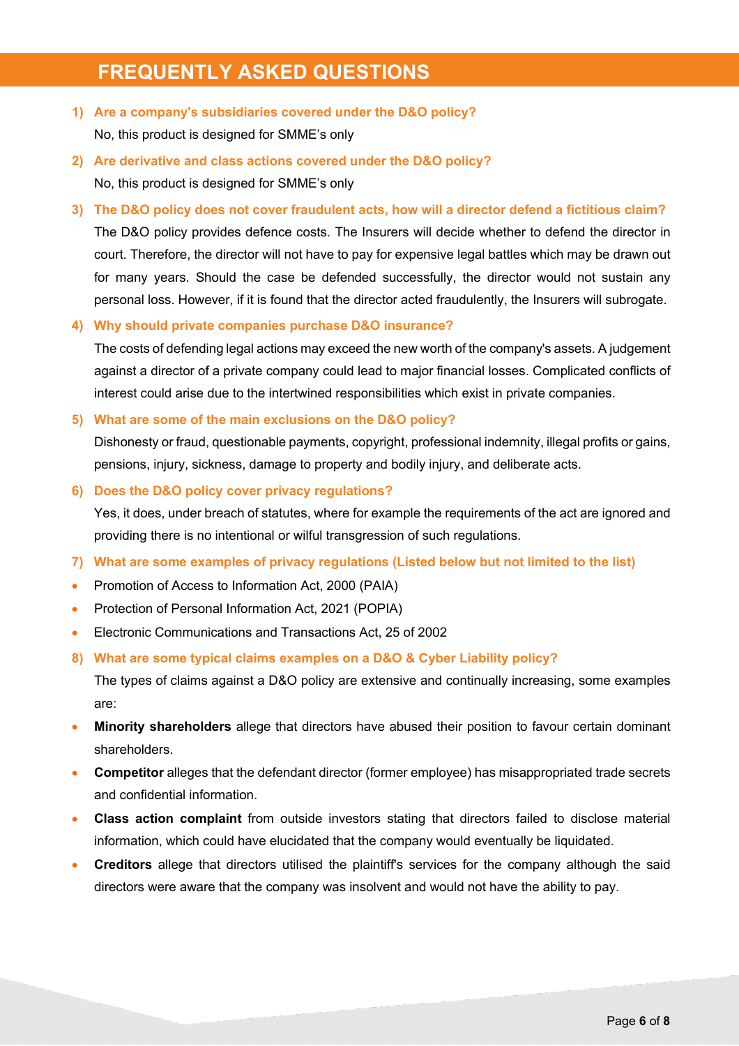# FREQUENTLY ASKED QUESTIONS

1) **Are a company's subsidiaries covered under the D&O policy?**

   No, this product is designed for SMME's only

2) **Are derivative and class actions covered under the D&O policy?**

   No, this product is designed for SMME's only

3) **The D&O policy does not cover fraudulent acts, how will a director defend a fictitious claim?**

   The D&O policy provides defence costs. The Insurers will decide whether to defend the director in court. Therefore, the director will not have to pay for expensive legal battles which may be drawn out for many years. Should the case be defended successfully, the director would not sustain any personal loss. However, if it is found that the director acted fraudulently, the Insurers will subrogate.

4) **Why should private companies purchase D&O insurance?**

   The costs of defending legal actions may exceed the new worth of the company's assets. A judgement against a director of a private company could lead to major financial losses. Complicated conflicts of interest could arise due to the intertwined responsibilities which exist in private companies.

5) **What are some of the main exclusions on the D&O policy?**

   Dishonesty or fraud, questionable payments, copyright, professional indemnity, illegal profits or gains, pensions, injury, sickness, damage to property and bodily injury, and deliberate acts.

6) **Does the D&O policy cover privacy regulations?**

   Yes, it does, under breach of statutes, where for example the requirements of the act are ignored and providing there is no intentional or wilful transgression of such regulations.

7) **What are some examples of privacy regulations (Listed below but not limited to the list)**

- Promotion of Access to Information Act, 2000 (PAIA)
- Protection of Personal Information Act, 2021 (POPIA)
- Electronic Communications and Transactions Act, 25 of 2002

8) **What are some typical claims examples on a D&O & Cyber Liability policy?**

   The types of claims against a D&O policy are extensive and continually increasing, some examples are:

- **Minority shareholders** allege that directors have abused their position to favour certain dominant shareholders.
- **Competitor** alleges that the defendant director (former employee) has misappropriated trade secrets and confidential information.
- **Class action complaint** from outside investors stating that directors failed to disclose material information, which could have elucidated that the company would eventually be liquidated.
- **Creditors** allege that directors utilised the plaintiff's services for the company although the said directors were aware that the company was insolvent and would not have the ability to pay.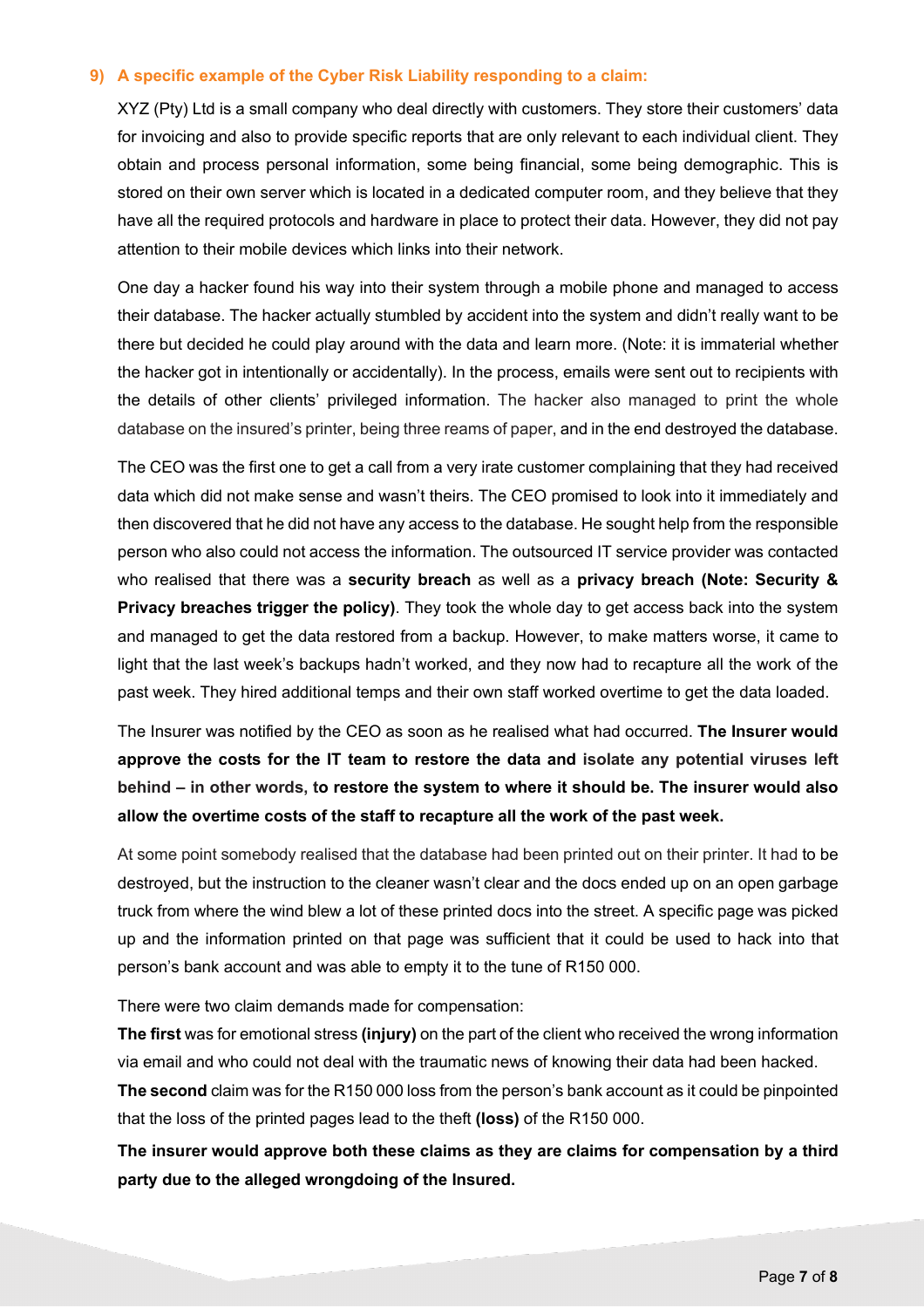### 9) A specific example of the Cyber Risk Liability responding to a claim:

XYZ (Pty) Ltd is a small company who deal directly with customers. They store their customers' data for invoicing and also to provide specific reports that are only relevant to each individual client. They obtain and process personal information, some being financial, some being demographic. This is stored on their own server which is located in a dedicated computer room, and they believe that they have all the required protocols and hardware in place to protect their data. However, they did not pay attention to their mobile devices which links into their network.

One day a hacker found his way into their system through a mobile phone and managed to access their database. The hacker actually stumbled by accident into the system and didn't really want to be there but decided he could play around with the data and learn more. (Note: it is immaterial whether the hacker got in intentionally or accidentally). In the process, emails were sent out to recipients with the details of other clients' privileged information. The hacker also managed to print the whole database on the insured's printer, being three reams of paper, and in the end destroyed the database.

The CEO was the first one to get a call from a very irate customer complaining that they had received data which did not make sense and wasn't theirs. The CEO promised to look into it immediately and then discovered that he did not have any access to the database. He sought help from the responsible person who also could not access the information. The outsourced IT service provider was contacted who realised that there was a **security breach** as well as a **privacy breach (Note: Security & Privacy breaches trigger the policy)**. They took the whole day to get access back into the system and managed to get the data restored from a backup. However, to make matters worse, it came to light that the last week's backups hadn't worked, and they now had to recapture all the work of the past week. They hired additional temps and their own staff worked overtime to get the data loaded.

The Insurer was notified by the CEO as soon as he realised what had occurred. **The Insurer would approve the costs for the IT team to restore the data and isolate any potential viruses left behind – in other words, to restore the system to where it should be. The insurer would also allow the overtime costs of the staff to recapture all the work of the past week.**

At some point somebody realised that the database had been printed out on their printer. It had to be destroyed, but the instruction to the cleaner wasn't clear and the docs ended up on an open garbage truck from where the wind blew a lot of these printed docs into the street. A specific page was picked up and the information printed on that page was sufficient that it could be used to hack into that person's bank account and was able to empty it to the tune of R150 000.

There were two claim demands made for compensation:

**The first** was for emotional stress **(injury)** on the part of the client who received the wrong information via email and who could not deal with the traumatic news of knowing their data had been hacked.

**The second** claim was for the R150 000 loss from the person's bank account as it could be pinpointed that the loss of the printed pages lead to the theft **(loss)** of the R150 000.

**The insurer would approve both these claims as they are claims for compensation by a third party due to the alleged wrongdoing of the Insured.**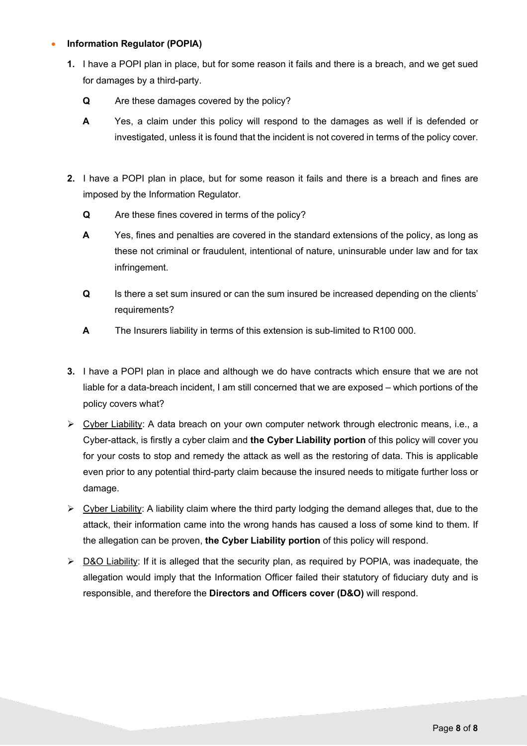- **Information Regulator (POPIA)**

**1.** I have a POPI plan in place, but for some reason it fails and there is a breach, and we get sued for damages by a third-party.

**Q** Are these damages covered by the policy?

**A** Yes, a claim under this policy will respond to the damages as well if is defended or investigated, unless it is found that the incident is not covered in terms of the policy cover.

**2.** I have a POPI plan in place, but for some reason it fails and there is a breach and fines are imposed by the Information Regulator.

**Q** Are these fines covered in terms of the policy?

**A** Yes, fines and penalties are covered in the standard extensions of the policy, as long as these not criminal or fraudulent, intentional of nature, uninsurable under law and for tax infringement.

**Q** Is there a set sum insured or can the sum insured be increased depending on the clients' requirements?

**A** The Insurers liability in terms of this extension is sub-limited to R100 000.

**3.** I have a POPI plan in place and although we do have contracts which ensure that we are not liable for a data-breach incident, I am still concerned that we are exposed – which portions of the policy covers what?

- Cyber Liability: A data breach on your own computer network through electronic means, i.e., a Cyber-attack, is firstly a cyber claim and **the Cyber Liability portion** of this policy will cover you for your costs to stop and remedy the attack as well as the restoring of data. This is applicable even prior to any potential third-party claim because the insured needs to mitigate further loss or damage.
- Cyber Liability: A liability claim where the third party lodging the demand alleges that, due to the attack, their information came into the wrong hands has caused a loss of some kind to them. If the allegation can be proven, **the Cyber Liability portion** of this policy will respond.
- D&O Liability: If it is alleged that the security plan, as required by POPIA, was inadequate, the allegation would imply that the Information Officer failed their statutory of fiduciary duty and is responsible, and therefore the **Directors and Officers cover (D&O)** will respond.